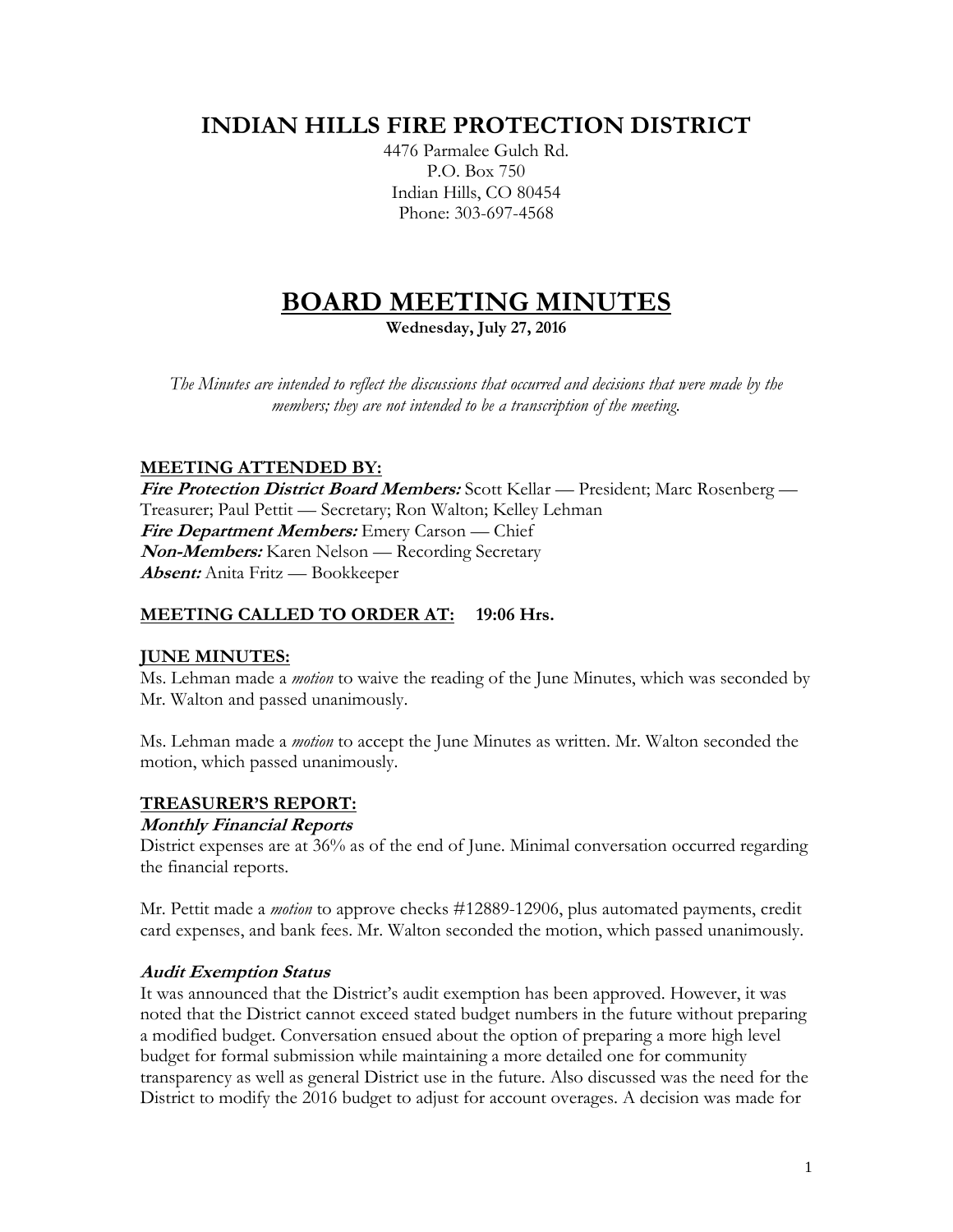# INDIAN HILLS FIRE PROTECTION DISTRICT

4476 Parmalee Gulch Rd.
P.O. Box 750
Indian Hills, CO 80454
Phone: 303-697-4568

# BOARD MEETING MINUTES

**Wednesday, July 27, 2016**

*The Minutes are intended to reflect the discussions that occurred and decisions that were made by the members; they are not intended to be a transcription of the meeting.*

## MEETING ATTENDED BY:

***Fire Protection District Board Members:*** Scott Kellar — President; Marc Rosenberg — Treasurer; Paul Pettit — Secretary; Ron Walton; Kelley Lehman
***Fire Department Members:*** Emery Carson — Chief
***Non-Members:*** Karen Nelson — Recording Secretary
***Absent:*** Anita Fritz — Bookkeeper

## MEETING CALLED TO ORDER AT: 19:06 Hrs.

## JUNE MINUTES:

Ms. Lehman made a *motion* to waive the reading of the June Minutes, which was seconded by Mr. Walton and passed unanimously.

Ms. Lehman made a *motion* to accept the June Minutes as written. Mr. Walton seconded the motion, which passed unanimously.

## TREASURER'S REPORT:

### *Monthly Financial Reports*

District expenses are at 36% as of the end of June. Minimal conversation occurred regarding the financial reports.

Mr. Pettit made a *motion* to approve checks #12889-12906, plus automated payments, credit card expenses, and bank fees. Mr. Walton seconded the motion, which passed unanimously.

### *Audit Exemption Status*

It was announced that the District's audit exemption has been approved. However, it was noted that the District cannot exceed stated budget numbers in the future without preparing a modified budget. Conversation ensued about the option of preparing a more high level budget for formal submission while maintaining a more detailed one for community transparency as well as general District use in the future. Also discussed was the need for the District to modify the 2016 budget to adjust for account overages. A decision was made for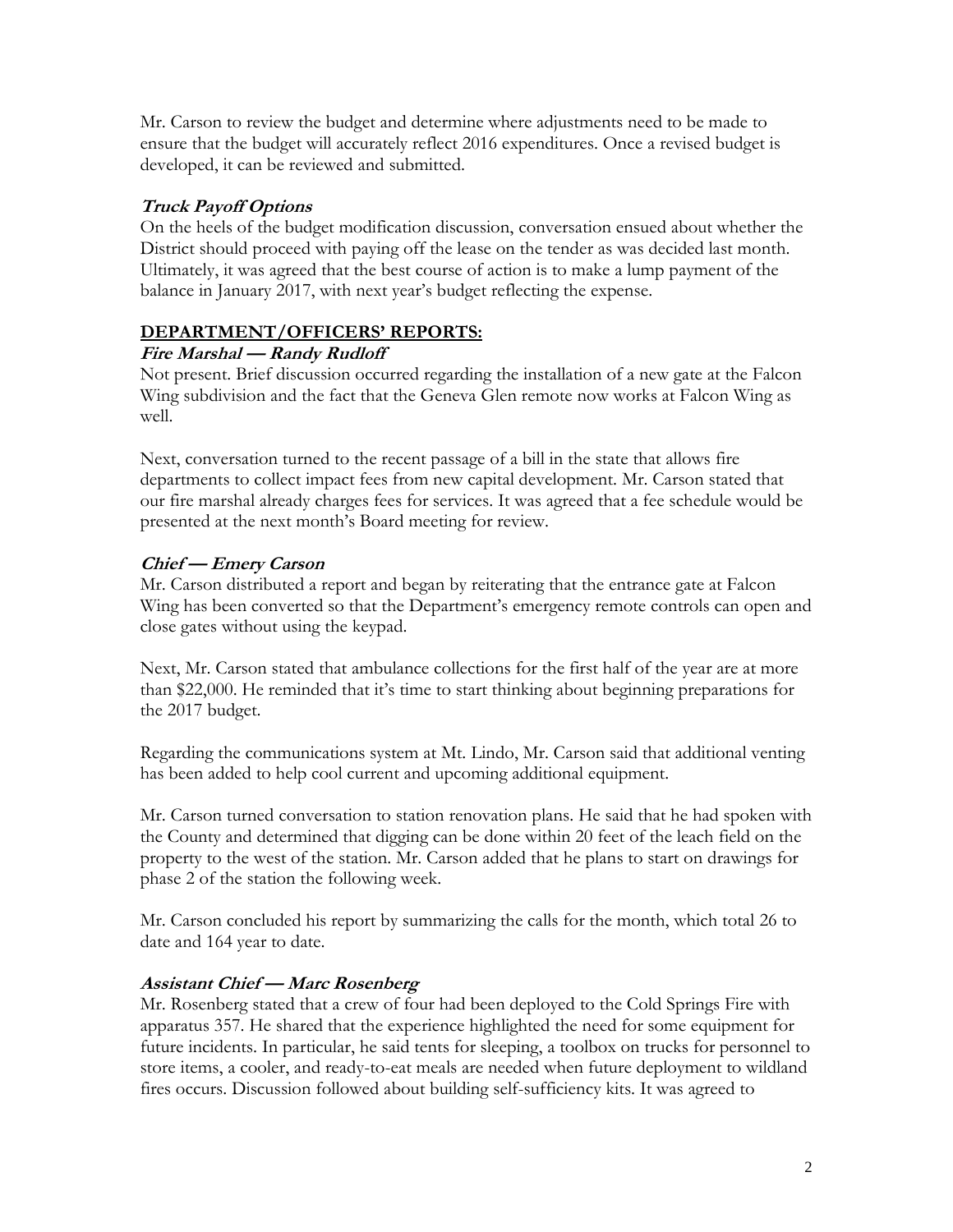Mr. Carson to review the budget and determine where adjustments need to be made to ensure that the budget will accurately reflect 2016 expenditures. Once a revised budget is developed, it can be reviewed and submitted.

***Truck Payoff Options***

On the heels of the budget modification discussion, conversation ensued about whether the District should proceed with paying off the lease on the tender as was decided last month. Ultimately, it was agreed that the best course of action is to make a lump payment of the balance in January 2017, with next year's budget reflecting the expense.

## **DEPARTMENT/OFFICERS' REPORTS:**

***Fire Marshal — Randy Rudloff***

Not present. Brief discussion occurred regarding the installation of a new gate at the Falcon Wing subdivision and the fact that the Geneva Glen remote now works at Falcon Wing as well.

Next, conversation turned to the recent passage of a bill in the state that allows fire departments to collect impact fees from new capital development. Mr. Carson stated that our fire marshal already charges fees for services. It was agreed that a fee schedule would be presented at the next month's Board meeting for review.

***Chief — Emery Carson***

Mr. Carson distributed a report and began by reiterating that the entrance gate at Falcon Wing has been converted so that the Department's emergency remote controls can open and close gates without using the keypad.

Next, Mr. Carson stated that ambulance collections for the first half of the year are at more than $22,000. He reminded that it's time to start thinking about beginning preparations for the 2017 budget.

Regarding the communications system at Mt. Lindo, Mr. Carson said that additional venting has been added to help cool current and upcoming additional equipment.

Mr. Carson turned conversation to station renovation plans. He said that he had spoken with the County and determined that digging can be done within 20 feet of the leach field on the property to the west of the station. Mr. Carson added that he plans to start on drawings for phase 2 of the station the following week.

Mr. Carson concluded his report by summarizing the calls for the month, which total 26 to date and 164 year to date.

***Assistant Chief — Marc Rosenberg***

Mr. Rosenberg stated that a crew of four had been deployed to the Cold Springs Fire with apparatus 357. He shared that the experience highlighted the need for some equipment for future incidents. In particular, he said tents for sleeping, a toolbox on trucks for personnel to store items, a cooler, and ready-to-eat meals are needed when future deployment to wildland fires occurs. Discussion followed about building self-sufficiency kits. It was agreed to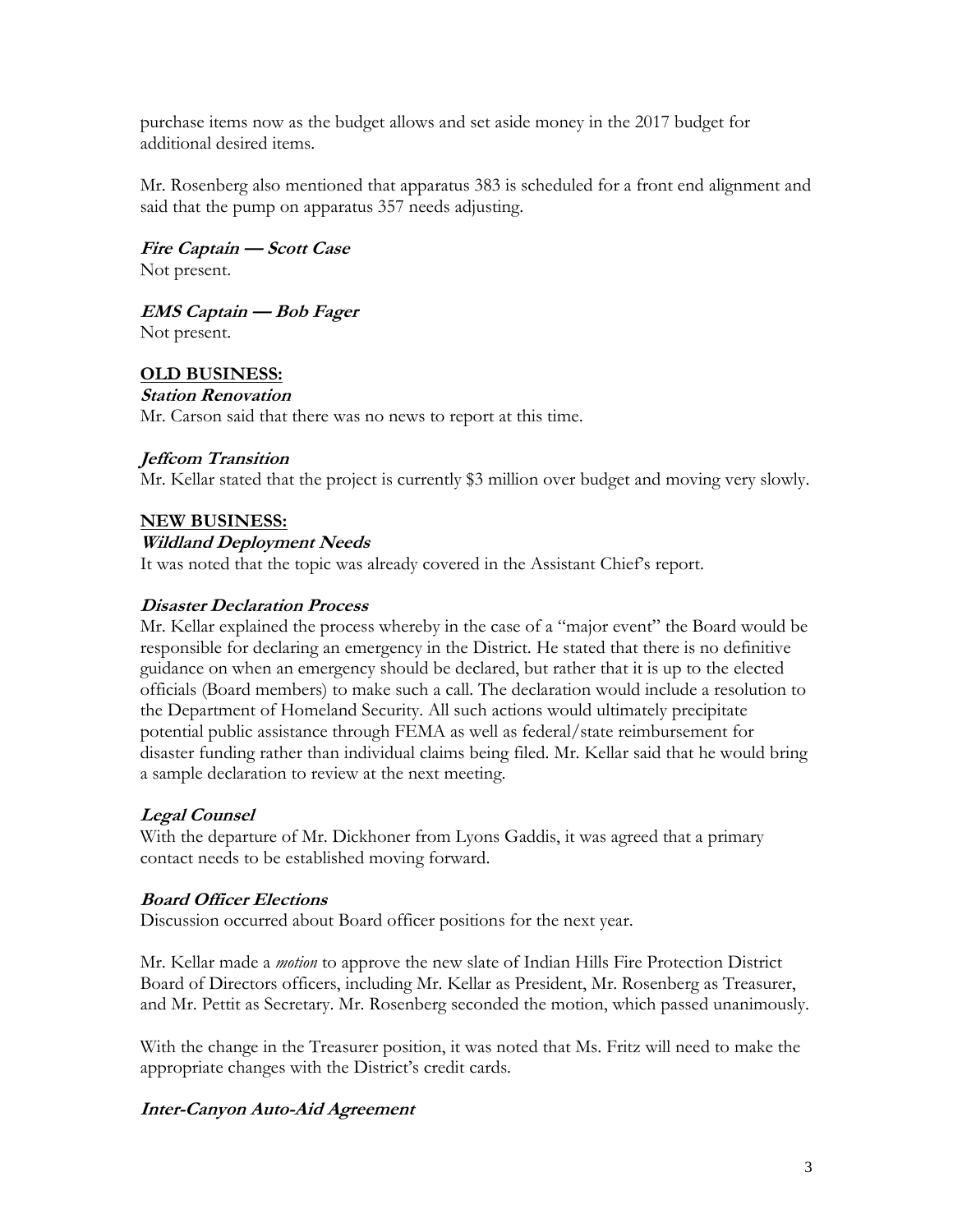purchase items now as the budget allows and set aside money in the 2017 budget for additional desired items.

Mr. Rosenberg also mentioned that apparatus 383 is scheduled for a front end alignment and said that the pump on apparatus 357 needs adjusting.

***Fire Captain — Scott Case***
Not present.

***EMS Captain — Bob Fager***
Not present.

## OLD BUSINESS:

***Station Renovation***
Mr. Carson said that there was no news to report at this time.

***Jeffcom Transition***
Mr. Kellar stated that the project is currently $3 million over budget and moving very slowly.

## NEW BUSINESS:

***Wildland Deployment Needs***
It was noted that the topic was already covered in the Assistant Chief's report.

***Disaster Declaration Process***
Mr. Kellar explained the process whereby in the case of a "major event" the Board would be responsible for declaring an emergency in the District. He stated that there is no definitive guidance on when an emergency should be declared, but rather that it is up to the elected officials (Board members) to make such a call. The declaration would include a resolution to the Department of Homeland Security. All such actions would ultimately precipitate potential public assistance through FEMA as well as federal/state reimbursement for disaster funding rather than individual claims being filed. Mr. Kellar said that he would bring a sample declaration to review at the next meeting.

***Legal Counsel***
With the departure of Mr. Dickhoner from Lyons Gaddis, it was agreed that a primary contact needs to be established moving forward.

***Board Officer Elections***
Discussion occurred about Board officer positions for the next year.

Mr. Kellar made a *motion* to approve the new slate of Indian Hills Fire Protection District Board of Directors officers, including Mr. Kellar as President, Mr. Rosenberg as Treasurer, and Mr. Pettit as Secretary. Mr. Rosenberg seconded the motion, which passed unanimously.

With the change in the Treasurer position, it was noted that Ms. Fritz will need to make the appropriate changes with the District's credit cards.

***Inter-Canyon Auto-Aid Agreement***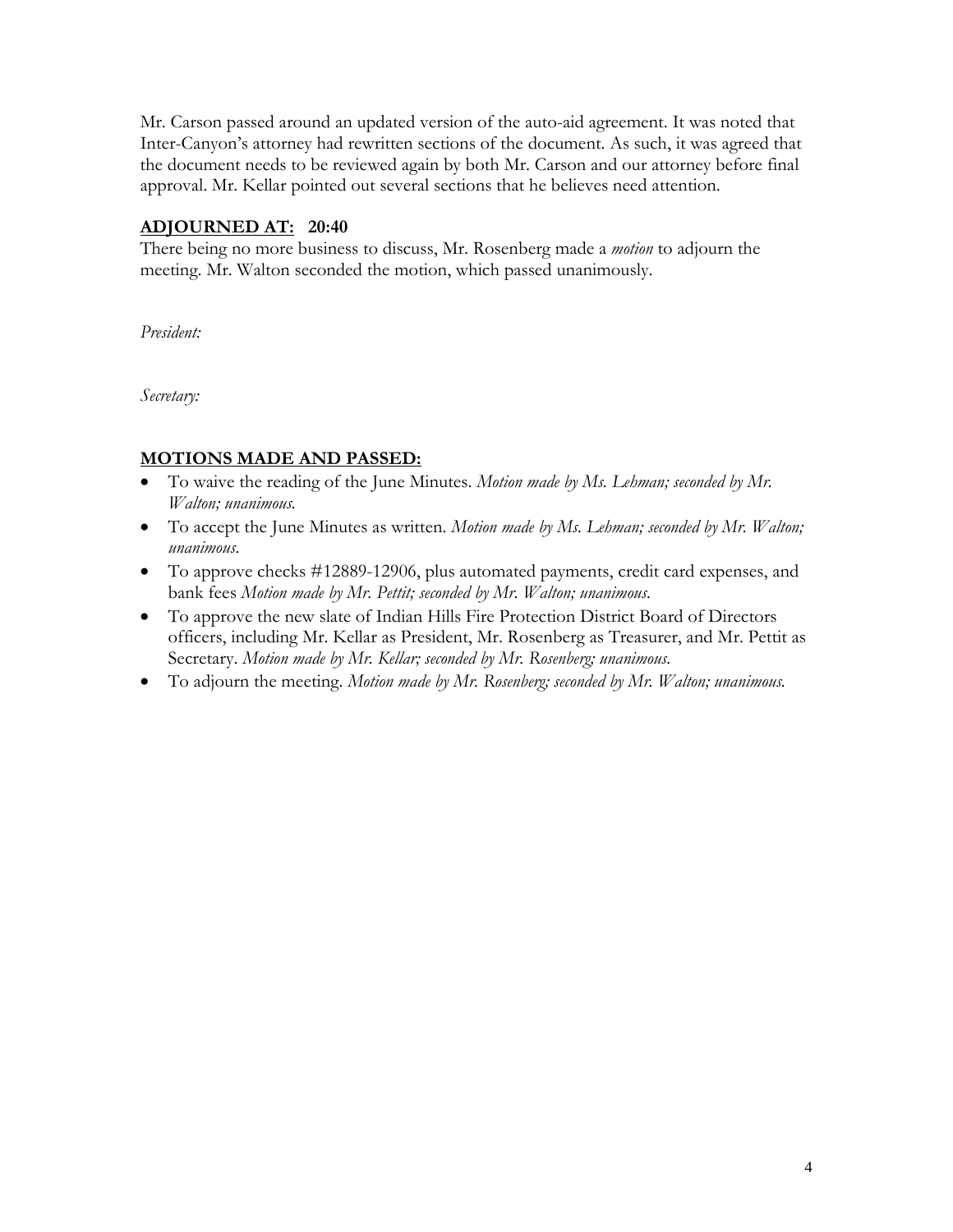Mr. Carson passed around an updated version of the auto-aid agreement. It was noted that Inter-Canyon's attorney had rewritten sections of the document. As such, it was agreed that the document needs to be reviewed again by both Mr. Carson and our attorney before final approval. Mr. Kellar pointed out several sections that he believes need attention.

## ADJOURNED AT: 20:40

There being no more business to discuss, Mr. Rosenberg made a *motion* to adjourn the meeting. Mr. Walton seconded the motion, which passed unanimously.

*President:*

*Secretary:*

## MOTIONS MADE AND PASSED:

- To waive the reading of the June Minutes. *Motion made by Ms. Lehman; seconded by Mr. Walton; unanimous.*
- To accept the June Minutes as written. *Motion made by Ms. Lehman; seconded by Mr. Walton; unanimous.*
- To approve checks #12889-12906, plus automated payments, credit card expenses, and bank fees *Motion made by Mr. Pettit; seconded by Mr. Walton; unanimous.*
- To approve the new slate of Indian Hills Fire Protection District Board of Directors officers, including Mr. Kellar as President, Mr. Rosenberg as Treasurer, and Mr. Pettit as Secretary. *Motion made by Mr. Kellar; seconded by Mr. Rosenberg; unanimous.*
- To adjourn the meeting. *Motion made by Mr. Rosenberg; seconded by Mr. Walton; unanimous.*